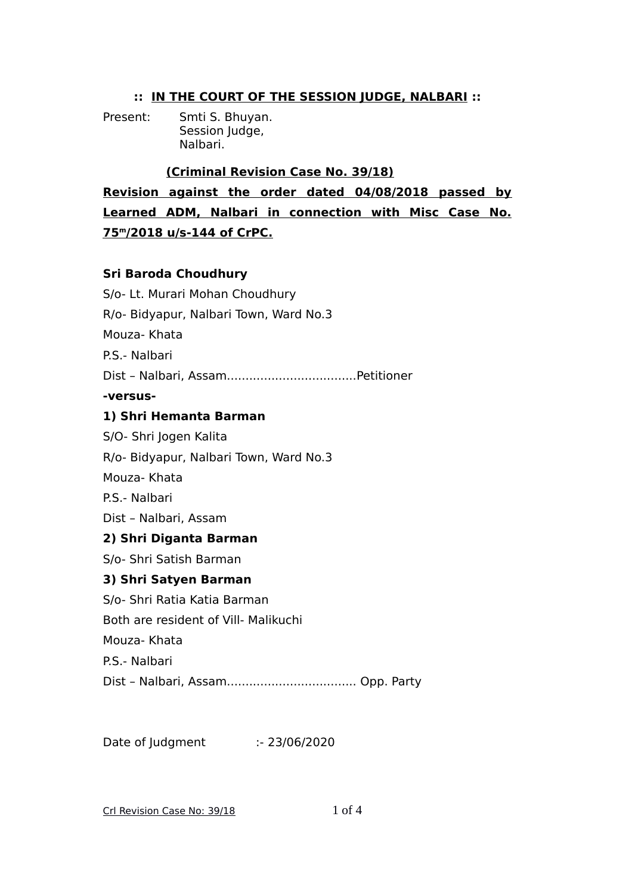**:: <u>IN THE COURT OF THE SESSION JUDGE, NALBARI</u> ::**

Present: Smti S. Bhuyan.
Session Judge,
Nalbari.

**<u>(Criminal Revision Case No. 39/18)</u>**

**<u>Revision against the order dated 04/08/2018 passed by Learned ADM, Nalbari in connection with Misc Case No. 75m/2018 u/s-144 of CrPC.</u>**

**Sri Baroda Choudhury**

S/o- Lt. Murari Mohan Choudhury

R/o- Bidyapur, Nalbari Town, Ward No.3

Mouza- Khata

P.S.- Nalbari

Dist – Nalbari, Assam...................................Petitioner

**-versus-**

**1) Shri Hemanta Barman**

S/O- Shri Jogen Kalita

R/o- Bidyapur, Nalbari Town, Ward No.3

Mouza- Khata

P.S.- Nalbari

Dist – Nalbari, Assam

**2) Shri Diganta Barman**

S/o- Shri Satish Barman

**3) Shri Satyen Barman**

S/o- Shri Ratia Katia Barman

Both are resident of Vill- Malikuchi

Mouza- Khata

P.S.- Nalbari

Dist – Nalbari, Assam................................... Opp. Party

Date of Judgment :- 23/06/2020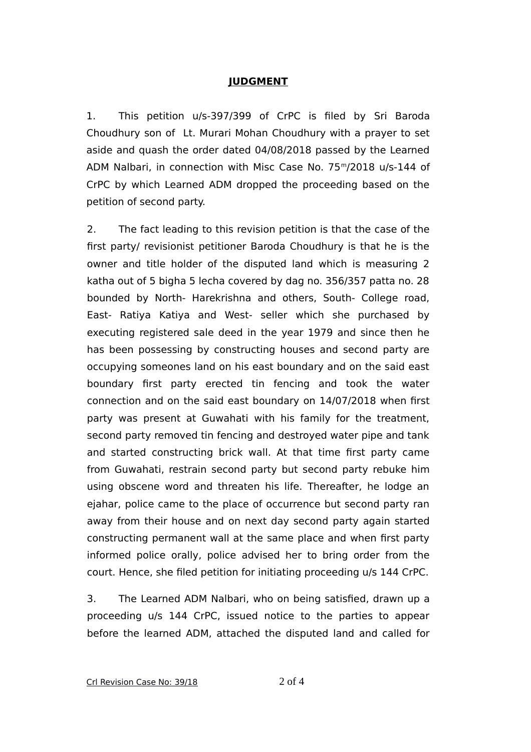# JUDGMENT

1. This petition u/s-397/399 of CrPC is filed by Sri Baroda Choudhury son of Lt. Murari Mohan Choudhury with a prayer to set aside and quash the order dated 04/08/2018 passed by the Learned ADM Nalbari, in connection with Misc Case No. 75$^{m}$/2018 u/s-144 of CrPC by which Learned ADM dropped the proceeding based on the petition of second party.

2. The fact leading to this revision petition is that the case of the first party/ revisionist petitioner Baroda Choudhury is that he is the owner and title holder of the disputed land which is measuring 2 katha out of 5 bigha 5 lecha covered by dag no. 356/357 patta no. 28 bounded by North- Harekrishna and others, South- College road, East- Ratiya Katiya and West- seller which she purchased by executing registered sale deed in the year 1979 and since then he has been possessing by constructing houses and second party are occupying someones land on his east boundary and on the said east boundary first party erected tin fencing and took the water connection and on the said east boundary on 14/07/2018 when first party was present at Guwahati with his family for the treatment, second party removed tin fencing and destroyed water pipe and tank and started constructing brick wall. At that time first party came from Guwahati, restrain second party but second party rebuke him using obscene word and threaten his life. Thereafter, he lodge an ejahar, police came to the place of occurrence but second party ran away from their house and on next day second party again started constructing permanent wall at the same place and when first party informed police orally, police advised her to bring order from the court. Hence, she filed petition for initiating proceeding u/s 144 CrPC.

3. The Learned ADM Nalbari, who on being satisfied, drawn up a proceeding u/s 144 CrPC, issued notice to the parties to appear before the learned ADM, attached the disputed land and called for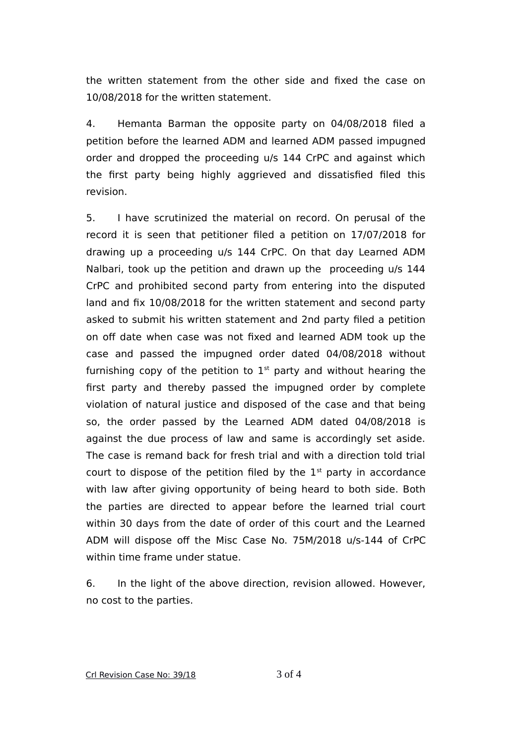the written statement from the other side and fixed the case on 10/08/2018 for the written statement.

4. Hemanta Barman the opposite party on 04/08/2018 filed a petition before the learned ADM and learned ADM passed impugned order and dropped the proceeding u/s 144 CrPC and against which the first party being highly aggrieved and dissatisfied filed this revision.

5. I have scrutinized the material on record. On perusal of the record it is seen that petitioner filed a petition on 17/07/2018 for drawing up a proceeding u/s 144 CrPC. On that day Learned ADM Nalbari, took up the petition and drawn up the proceeding u/s 144 CrPC and prohibited second party from entering into the disputed land and fix 10/08/2018 for the written statement and second party asked to submit his written statement and 2nd party filed a petition on off date when case was not fixed and learned ADM took up the case and passed the impugned order dated 04/08/2018 without furnishing copy of the petition to 1st party and without hearing the first party and thereby passed the impugned order by complete violation of natural justice and disposed of the case and that being so, the order passed by the Learned ADM dated 04/08/2018 is against the due process of law and same is accordingly set aside. The case is remand back for fresh trial and with a direction told trial court to dispose of the petition filed by the 1st party in accordance with law after giving opportunity of being heard to both side. Both the parties are directed to appear before the learned trial court within 30 days from the date of order of this court and the Learned ADM will dispose off the Misc Case No. 75M/2018 u/s-144 of CrPC within time frame under statue.

6. In the light of the above direction, revision allowed. However, no cost to the parties.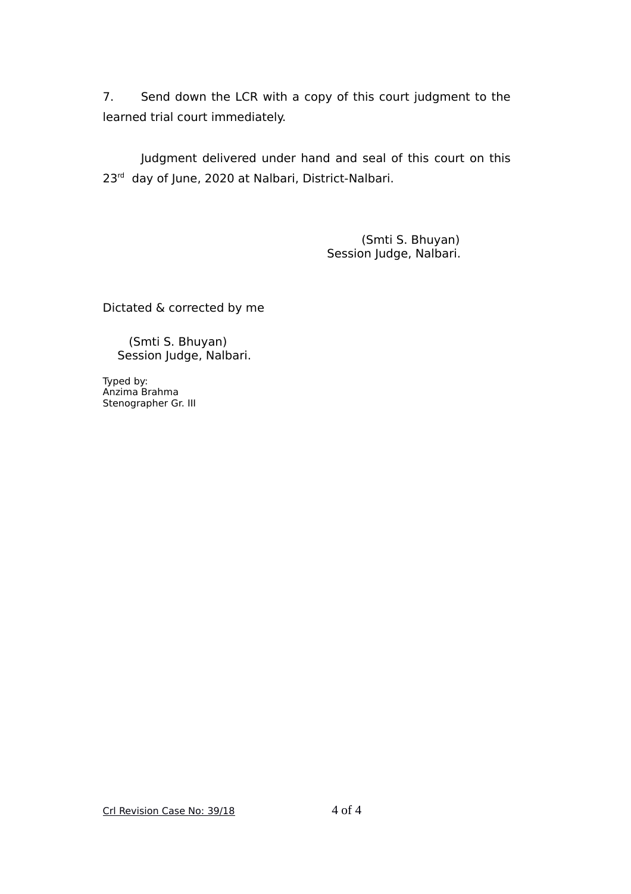7. Send down the LCR with a copy of this court judgment to the learned trial court immediately.

Judgment delivered under hand and seal of this court on this 23rd day of June, 2020 at Nalbari, District-Nalbari.

(Smti S. Bhuyan)
Session Judge, Nalbari.

Dictated & corrected by me

(Smti S. Bhuyan)
Session Judge, Nalbari.

Typed by:
Anzima Brahma
Stenographer Gr. III